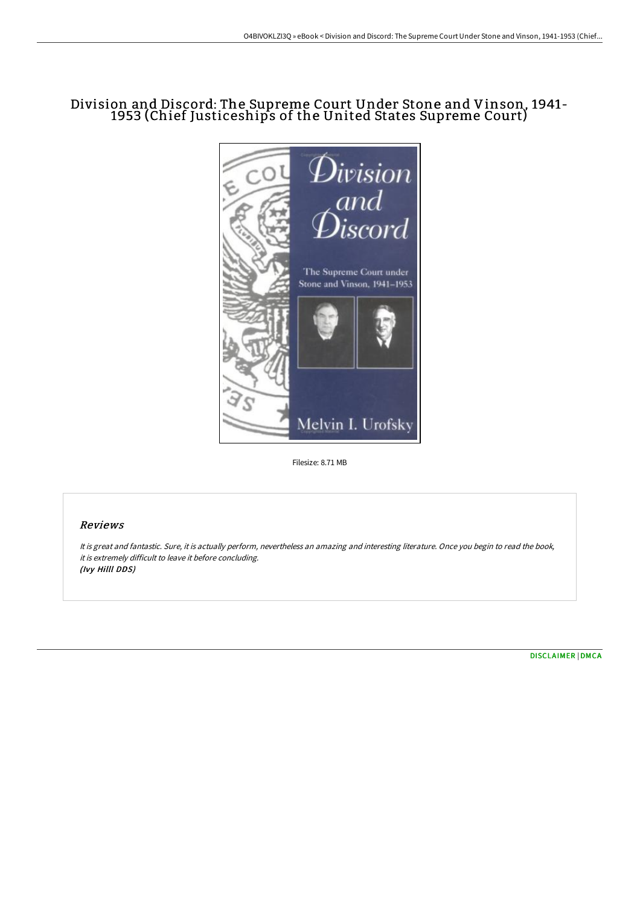# Division and Discord: The Supreme Court Under Stone and Vinson, 1941-1953 (Chief Justiceships of the United States Supreme Court)

Filesize: 8.71 MB

## Reviews

*It is great and fantastic. Sure, it is actually perform, nevertheless an amazing and interesting literature. Once you begin to read the book, it is extremely difficult to leave it before concluding.*
*(Ivy Hilll DDS)*

DISCLAIMER | DMCA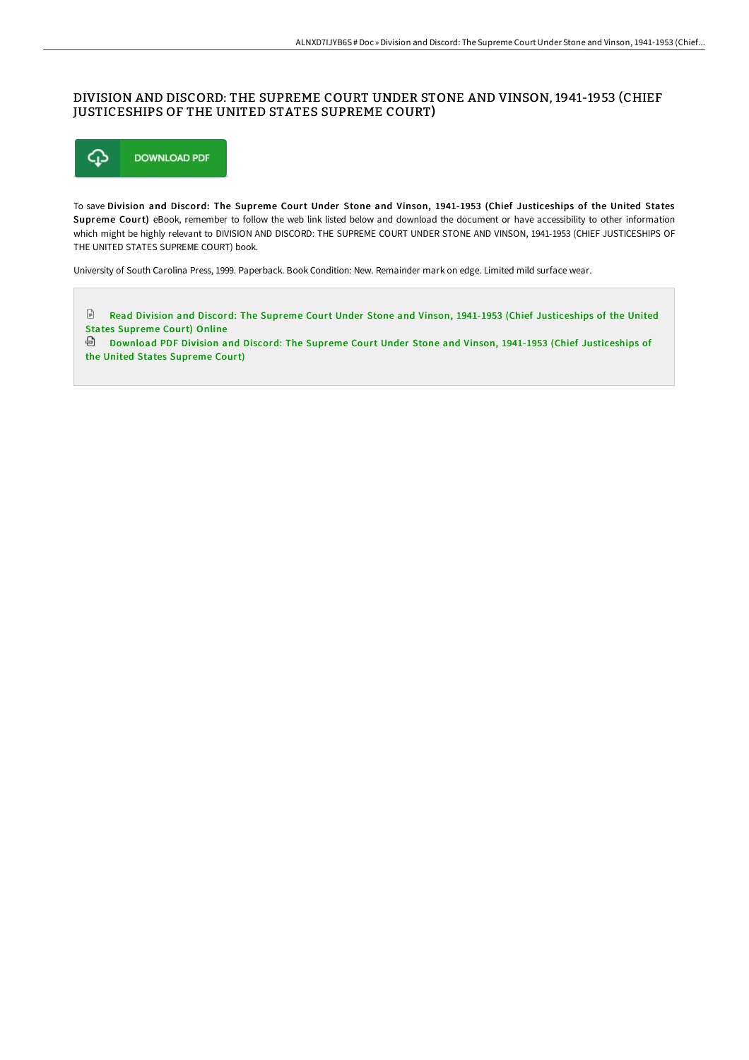# DIVISION AND DISCORD: THE SUPREME COURT UNDER STONE AND VINSON, 1941-1953 (CHIEF JUSTICESHIPS OF THE UNITED STATES SUPREME COURT)

DOWNLOAD PDF

To save **Division and Discord: The Supreme Court Under Stone and Vinson, 1941-1953 (Chief Justiceships of the United States Supreme Court)** eBook, remember to follow the web link listed below and download the document or have accessibility to other information which might be highly relevant to DIVISION AND DISCORD: THE SUPREME COURT UNDER STONE AND VINSON, 1941-1953 (CHIEF JUSTICESHIPS OF THE UNITED STATES SUPREME COURT) book.

University of South Carolina Press, 1999. Paperback. Book Condition: New. Remainder mark on edge. Limited mild surface wear.

Read Division and Discord: The Supreme Court Under Stone and Vinson, 1941-1953 (Chief Justiceships of the United States Supreme Court) Online

Download PDF Division and Discord: The Supreme Court Under Stone and Vinson, 1941-1953 (Chief Justiceships of the United States Supreme Court)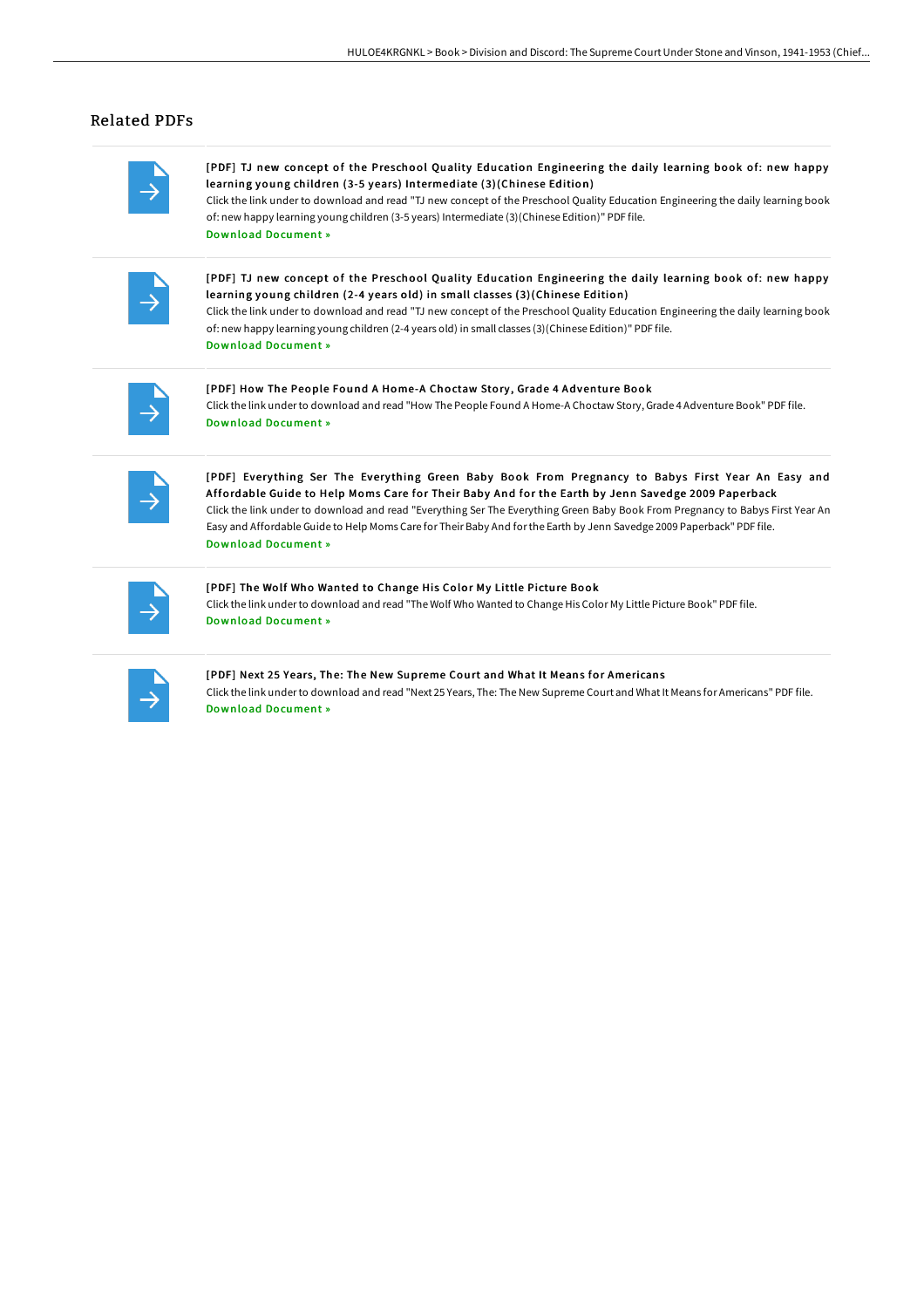## Related PDFs

[PDF] TJ new concept of the Preschool Quality Education Engineering the daily learning book of: new happy learning young children (3-5 years) Intermediate (3)(Chinese Edition)

Click the link under to download and read "TJ new concept of the Preschool Quality Education Engineering the daily learning book of: new happy learning young children (3-5 years) Intermediate (3)(Chinese Edition)" PDF file.

Download Document »

[PDF] TJ new concept of the Preschool Quality Education Engineering the daily learning book of: new happy learning young children (2-4 years old) in small classes (3)(Chinese Edition)

Click the link under to download and read "TJ new concept of the Preschool Quality Education Engineering the daily learning book of: new happy learning young children (2-4 years old) in small classes (3)(Chinese Edition)" PDF file.

Download Document »

[PDF] How The People Found A Home-A Choctaw Story, Grade 4 Adventure Book

Click the link under to download and read "How The People Found A Home-A Choctaw Story, Grade 4 Adventure Book" PDF file.

Download Document »

[PDF] Everything Ser The Everything Green Baby Book From Pregnancy to Babys First Year An Easy and Affordable Guide to Help Moms Care for Their Baby And for the Earth by Jenn Savedge 2009 Paperback

Click the link under to download and read "Everything Ser The Everything Green Baby Book From Pregnancy to Babys First Year An Easy and Affordable Guide to Help Moms Care for Their Baby And for the Earth by Jenn Savedge 2009 Paperback" PDF file.

Download Document »

[PDF] The Wolf Who Wanted to Change His Color My Little Picture Book

Click the link under to download and read "The Wolf Who Wanted to Change His Color My Little Picture Book" PDF file.

Download Document »

[PDF] Next 25 Years, The: The New Supreme Court and What It Means for Americans

Click the link under to download and read "Next 25 Years, The: The New Supreme Court and What It Means for Americans" PDF file.

Download Document »